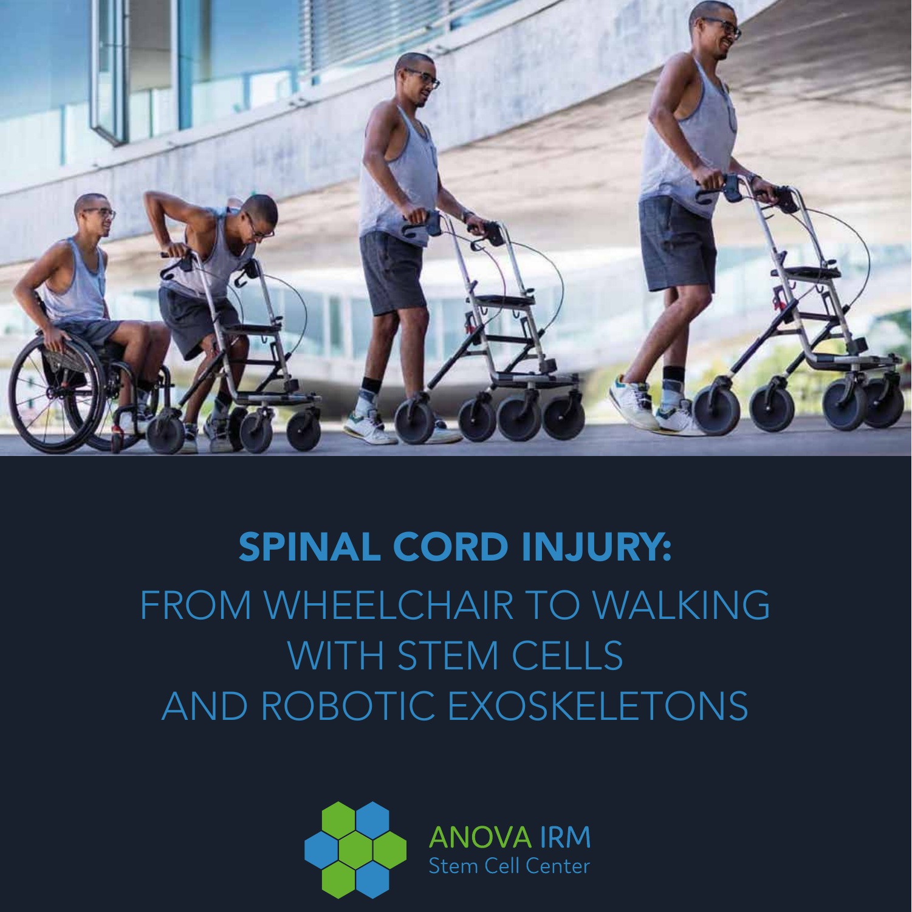# SPINAL CORD INJURY:

## FROM WHEELCHAIR TO WALKING WITH STEM CELLS AND ROBOTIC EXOSKELETONS

ANOVA IRM
Stem Cell Center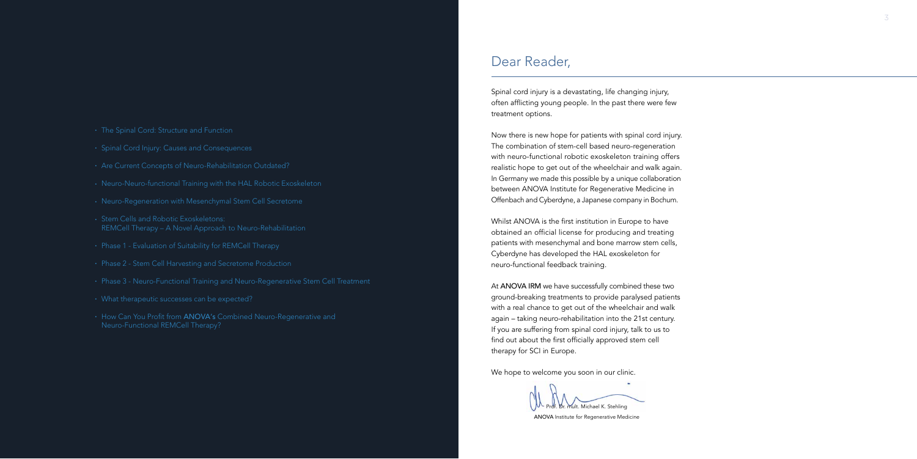- The Spinal Cord: Structure and Function
- Spinal Cord Injury: Causes and Consequences
- Are Current Concepts of Neuro-Rehabilitation Outdated?
- Neuro-Neuro-functional Training with the HAL Robotic Exoskeleton
- Neuro-Regeneration with Mesenchymal Stem Cell Secretome
- Stem Cells and Robotic Exoskeletons: REMCell Therapy – A Novel Approach to Neuro-Rehabilitation
- Phase 1 - Evaluation of Suitability for REMCell Therapy
- Phase 2 - Stem Cell Harvesting and Secretome Production
- Phase 3 - Neuro-Functional Training and Neuro-Regenerative Stem Cell Treatment
- What therapeutic successes can be expected?
- How Can You Profit from **ANOVA's** Combined Neuro-Regenerative and Neuro-Functional REMCell Therapy?

# Dear Reader,

Spinal cord injury is a devastating, life changing injury, often afflicting young people. In the past there were few treatment options.

Now there is new hope for patients with spinal cord injury. The combination of stem-cell based neuro-regeneration with neuro-functional robotic exoskeleton training offers realistic hope to get out of the wheelchair and walk again. In Germany we made this possible by a unique collaboration between ANOVA Institute for Regenerative Medicine in Offenbach and Cyberdyne, a Japanese company in Bochum.

Whilst ANOVA is the first institution in Europe to have obtained an official license for producing and treating patients with mesenchymal and bone marrow stem cells, Cyberdyne has developed the HAL exoskeleton for neuro-functional feedback training.

At **ANOVA IRM** we have successfully combined these two ground-breaking treatments to provide paralysed patients with a real chance to get out of the wheelchair and walk again – taking neuro-rehabilitation into the 21st century. If you are suffering from spinal cord injury, talk to us to find out about the first officially approved stem cell therapy for SCI in Europe.

We hope to welcome you soon in our clinic.

Prof. Dr. mult. Michael K. Stehling

**ANOVA** Institute for Regenerative Medicine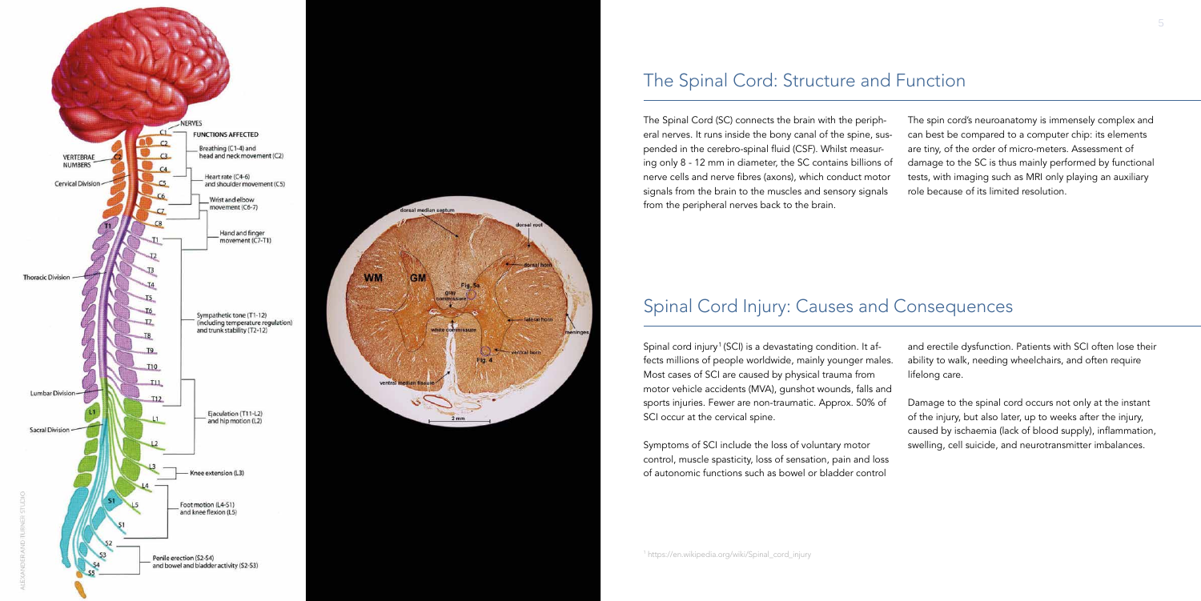## The Spinal Cord: Structure and Function

The Spinal Cord (SC) connects the brain with the peripheral nerves. It runs inside the bony canal of the spine, suspended in the cerebro-spinal fluid (CSF). Whilst measuring only 8 - 12 mm in diameter, the SC contains billions of nerve cells and nerve fibres (axons), which conduct motor signals from the brain to the muscles and sensory signals from the peripheral nerves back to the brain.

The spin cord's neuroanatomy is immensely complex and can best be compared to a computer chip: its elements are tiny, of the order of micro-meters. Assessment of damage to the SC is thus mainly performed by functional tests, with imaging such as MRI only playing an auxiliary role because of its limited resolution.

## Spinal Cord Injury: Causes and Consequences

Spinal cord injury[1] (SCI) is a devastating condition. It affects millions of people worldwide, mainly younger males. Most cases of SCI are caused by physical trauma from motor vehicle accidents (MVA), gunshot wounds, falls and sports injuries. Fewer are non-traumatic. Approx. 50% of SCI occur at the cervical spine.

Symptoms of SCI include the loss of voluntary motor control, muscle spasticity, loss of sensation, pain and loss of autonomic functions such as bowel or bladder control and erectile dysfunction. Patients with SCI often lose their ability to walk, needing wheelchairs, and often require lifelong care.

Damage to the spinal cord occurs not only at the instant of the injury, but also later, up to weeks after the injury, caused by ischaemia (lack of blood supply), inflammation, swelling, cell suicide, and neurotransmitter imbalances.

[1] https://en.wikipedia.org/wiki/Spinal_cord_injury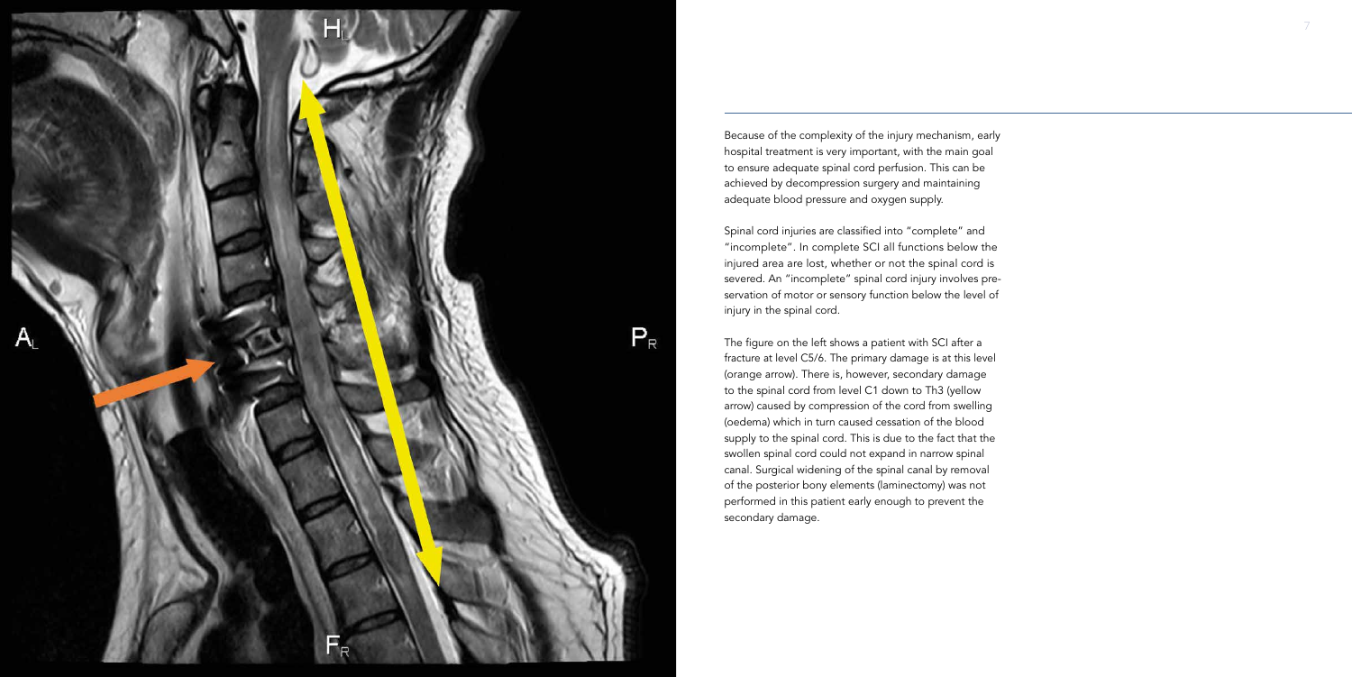Because of the complexity of the injury mechanism, early hospital treatment is very important, with the main goal to ensure adequate spinal cord perfusion. This can be achieved by decompression surgery and maintaining adequate blood pressure and oxygen supply.

Spinal cord injuries are classified into "complete" and "incomplete". In complete SCI all functions below the injured area are lost, whether or not the spinal cord is severed. An "incomplete" spinal cord injury involves preservation of motor or sensory function below the level of injury in the spinal cord.

The figure on the left shows a patient with SCI after a fracture at level C5/6. The primary damage is at this level (orange arrow). There is, however, secondary damage to the spinal cord from level C1 down to Th3 (yellow arrow) caused by compression of the cord from swelling (oedema) which in turn caused cessation of the blood supply to the spinal cord. This is due to the fact that the swollen spinal cord could not expand in narrow spinal canal. Surgical widening of the spinal canal by removal of the posterior bony elements (laminectomy) was not performed in this patient early enough to prevent the secondary damage.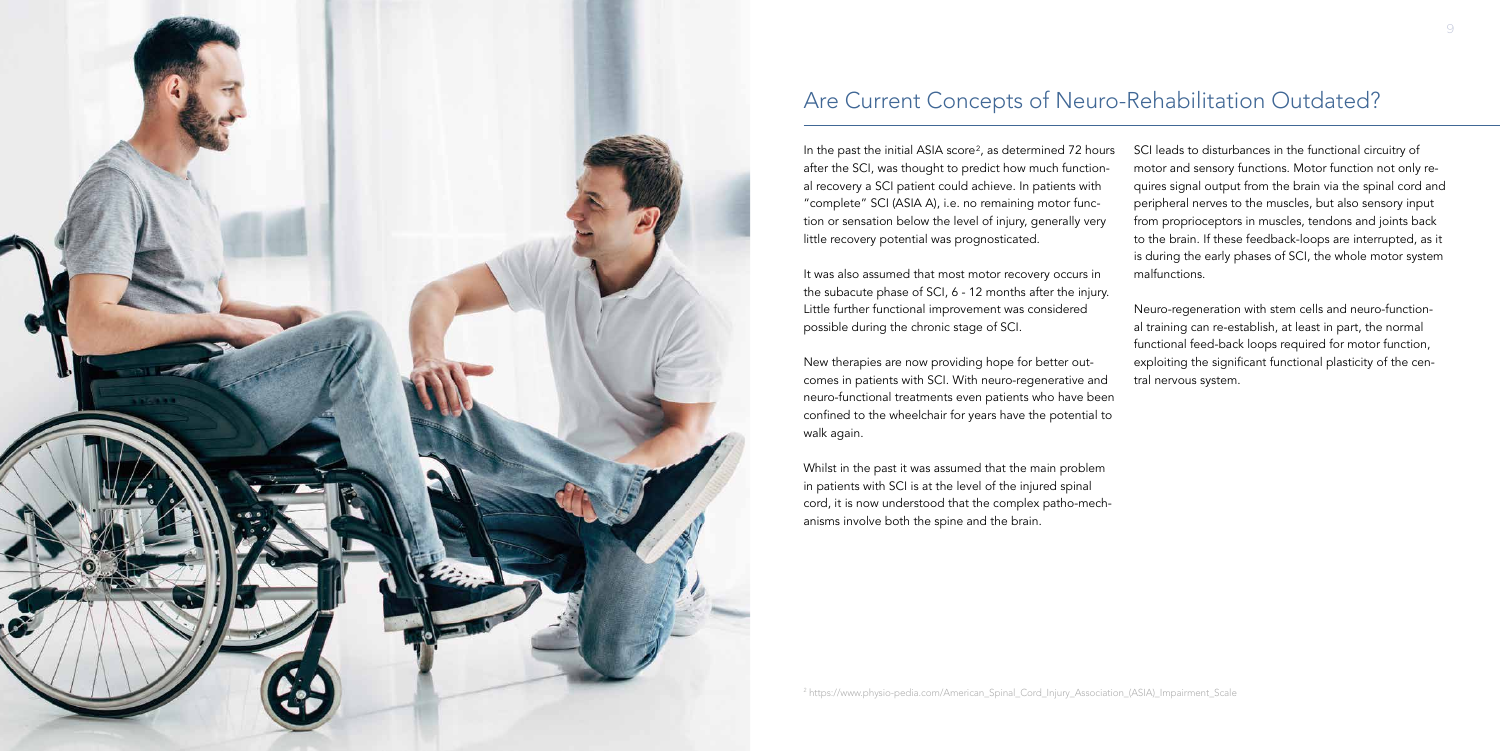## Are Current Concepts of Neuro-Rehabilitation Outdated?

In the past the initial ASIA score[2], as determined 72 hours after the SCI, was thought to predict how much functional recovery a SCI patient could achieve. In patients with "complete" SCI (ASIA A), i.e. no remaining motor function or sensation below the level of injury, generally very little recovery potential was prognosticated.

It was also assumed that most motor recovery occurs in the subacute phase of SCI, 6 - 12 months after the injury. Little further functional improvement was considered possible during the chronic stage of SCI.

New therapies are now providing hope for better outcomes in patients with SCI. With neuro-regenerative and neuro-functional treatments even patients who have been confined to the wheelchair for years have the potential to walk again.

Whilst in the past it was assumed that the main problem in patients with SCI is at the level of the injured spinal cord, it is now understood that the complex patho-mechanisms involve both the spine and the brain.

SCI leads to disturbances in the functional circuitry of motor and sensory functions. Motor function not only requires signal output from the brain via the spinal cord and peripheral nerves to the muscles, but also sensory input from proprioceptors in muscles, tendons and joints back to the brain. If these feedback-loops are interrupted, as it is during the early phases of SCI, the whole motor system malfunctions.

Neuro-regeneration with stem cells and neuro-functional training can re-establish, at least in part, the normal functional feed-back loops required for motor function, exploiting the significant functional plasticity of the central nervous system.

[2] https://www.physio-pedia.com/American_Spinal_Cord_Injury_Association_(ASIA)_Impairment_Scale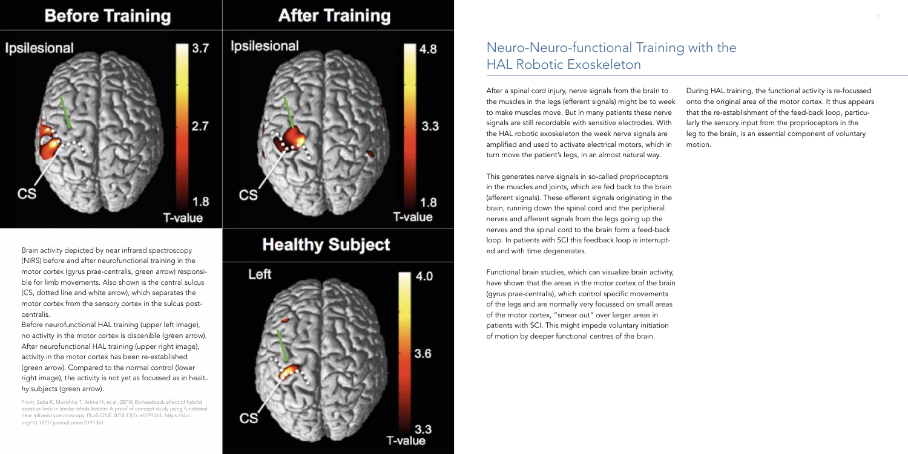## Neuro-Neuro-functional Training with the HAL Robotic Exoskeleton

Brain activity depicted by near infrared spectroscopy (NIRS) before and after neurofunctional training in the motor cortex (gyrus prae-centralis, green arrow) responsible for limb movements. Also shown is the central sulcus (CS, dotted line and white arrow), which separates the motor cortex from the sensory cortex in the sulcus post-centralis.

Before neurofunctional HAL training (upper left image), no activity in the motor cortex is discenible (green arrow). After neurofunctional HAL training (upper right image), activity in the motor cortex has been re-established (green arrow). Compared to the normal control (lower right image), the activity is not yet as focussed as in healthy subjects (green arrow).

From: Saita K, Morishita T, Arima H, et al. (2018) Biofeedback effect of hybrid assistive limb in stroke rehabilitation: A proof of concept study using functional near infrared spectroscopy. PLoS ONE 2018;13(1): e0191361. https://doi.org/10.1371/ journal.pone.0191361

After a spinal cord injury, nerve signals from the brain to the muscles in the legs (efferent signals) might be to week to make muscles move. But in many patients these nerve signals are still recordable with sensitive electrodes. With the HAL robotic exoskeleton the week nerve signals are amplified and used to activate electrical motors, which in turn move the patient's legs, in an almost natural way.

This generates nerve signals in so-called proprioceptors in the muscles and joints, which are fed back to the brain (afferent signals). These efferent signals originating in the brain, running down the spinal cord and the peripheral nerves and afferent signals from the legs going up the nerves and the spinal cord to the brain form a feed-back loop. In patients with SCI this feedback loop is interrupted and with time degenerates.

Functional brain studies, which can visualize brain activity, have shown that the areas in the motor cortex of the brain (gyrus prae-centralis), which control specific movements of the legs and are normally very focussed on small areas of the motor cortex, "smear out" over larger areas in patients with SCI. This might impede voluntary initiation of motion by deeper functional centres of the brain.

During HAL training, the functional activity is re-focussed onto the original area of the motor cortex. It thus appears that the re-establishment of the feed-back loop, particularly the sensory input from the proprioceptors in the leg to the brain, is an essential component of voluntary motion.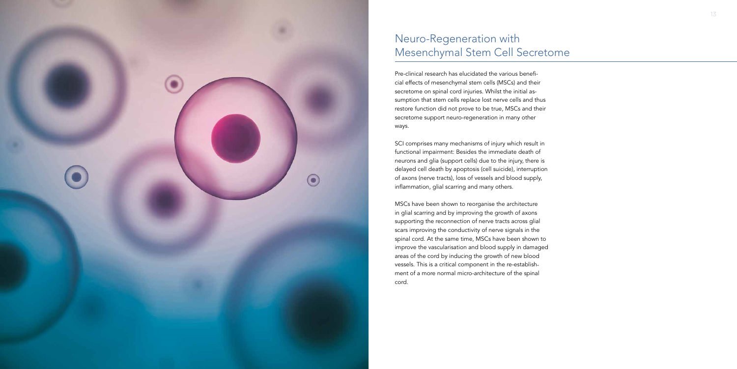# Neuro-Regeneration with Mesenchymal Stem Cell Secretome

Pre-clinical research has elucidated the various beneficial effects of mesenchymal stem cells (MSCs) and their secretome on spinal cord injuries. Whilst the initial assumption that stem cells replace lost nerve cells and thus restore function did not prove to be true, MSCs and their secretome support neuro-regeneration in many other ways.

SCI comprises many mechanisms of injury which result in functional impairment: Besides the immediate death of neurons and glia (support cells) due to the injury, there is delayed cell death by apoptosis (cell suicide), interruption of axons (nerve tracts), loss of vessels and blood supply, inflammation, glial scarring and many others.

MSCs have been shown to reorganise the architecture in glial scarring and by improving the growth of axons supporting the reconnection of nerve tracts across glial scars improving the conductivity of nerve signals in the spinal cord. At the same time, MSCs have been shown to improve the vascularisation and blood supply in damaged areas of the cord by inducing the growth of new blood vessels. This is a critical component in the re-establishment of a more normal micro-architecture of the spinal cord.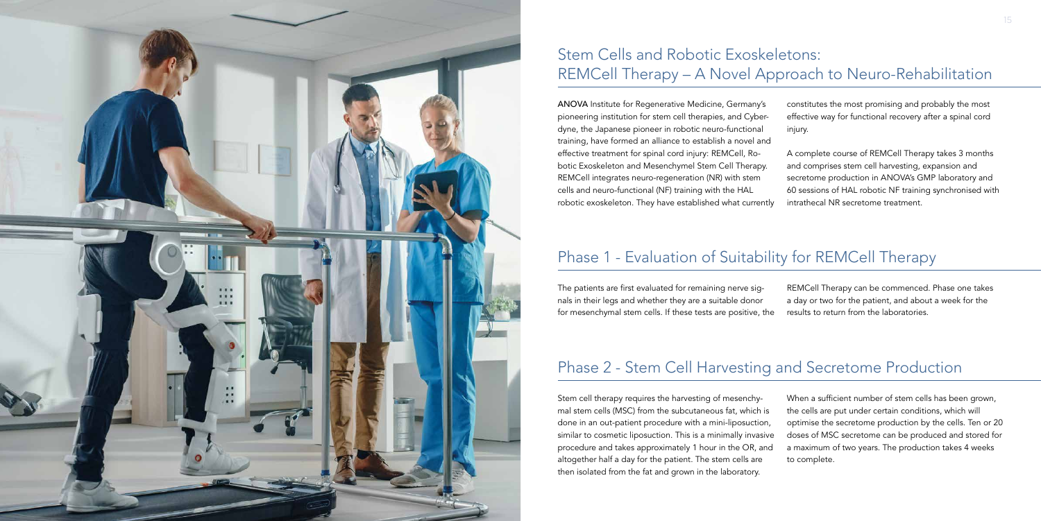# Stem Cells and Robotic Exoskeletons: REMCell Therapy – A Novel Approach to Neuro-Rehabilitation

**ANOVA** Institute for Regenerative Medicine, Germany's pioneering institution for stem cell therapies, and Cyberdyne, the Japanese pioneer in robotic neuro-functional training, have formed an alliance to establish a novel and effective treatment for spinal cord injury: REMCell, Robotic Exoskeleton and Mesenchymel Stem Cell Therapy. REMCell integrates neuro-regeneration (NR) with stem cells and neuro-functional (NF) training with the HAL robotic exoskeleton. They have established what currently constitutes the most promising and probably the most effective way for functional recovery after a spinal cord injury.

A complete course of REMCell Therapy takes 3 months and comprises stem cell harvesting, expansion and secretome production in ANOVA's GMP laboratory and 60 sessions of HAL robotic NF training synchronised with intrathecal NR secretome treatment.

## Phase 1 - Evaluation of Suitability for REMCell Therapy

The patients are first evaluated for remaining nerve signals in their legs and whether they are a suitable donor for mesenchymal stem cells. If these tests are positive, the REMCell Therapy can be commenced. Phase one takes a day or two for the patient, and about a week for the results to return from the laboratories.

## Phase 2 - Stem Cell Harvesting and Secretome Production

Stem cell therapy requires the harvesting of mesenchymal stem cells (MSC) from the subcutaneous fat, which is done in an out-patient procedure with a mini-liposuction, similar to cosmetic liposuction. This is a minimally invasive procedure and takes approximately 1 hour in the OR, and altogether half a day for the patient. The stem cells are then isolated from the fat and grown in the laboratory.

When a sufficient number of stem cells has been grown, the cells are put under certain conditions, which will optimise the secretome production by the cells. Ten or 20 doses of MSC secretome can be produced and stored for a maximum of two years. The production takes 4 weeks to complete.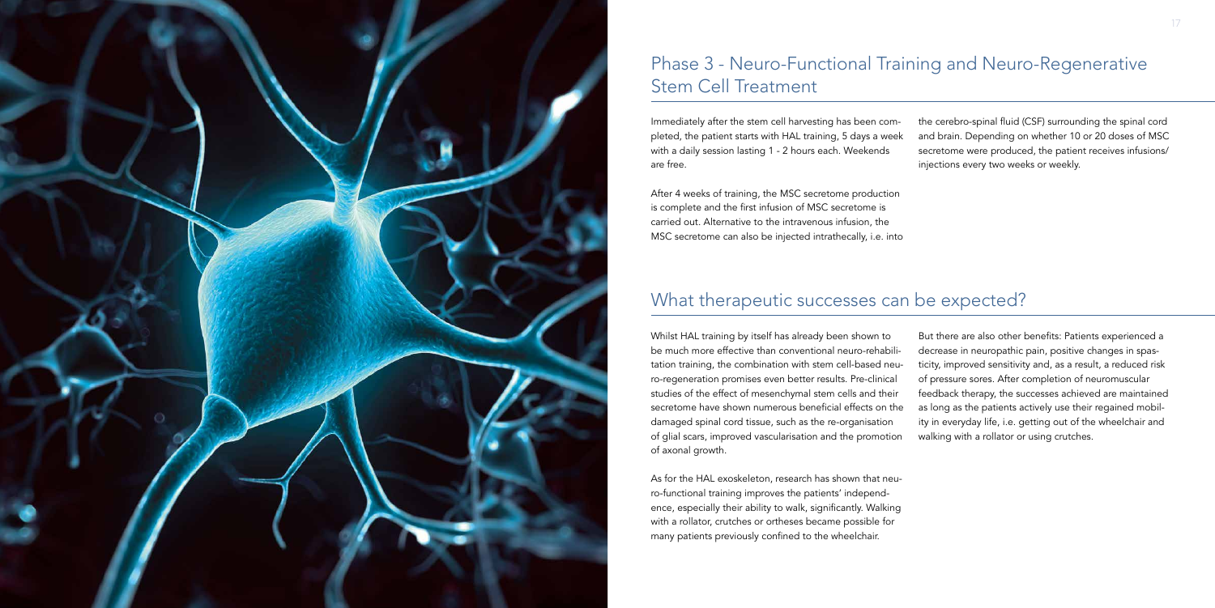## Phase 3 - Neuro-Functional Training and Neuro-Regenerative Stem Cell Treatment

Immediately after the stem cell harvesting has been completed, the patient starts with HAL training, 5 days a week with a daily session lasting 1 - 2 hours each. Weekends are free.

After 4 weeks of training, the MSC secretome production is complete and the first infusion of MSC secretome is carried out. Alternative to the intravenous infusion, the MSC secretome can also be injected intrathecally, i.e. into the cerebro-spinal fluid (CSF) surrounding the spinal cord and brain. Depending on whether 10 or 20 doses of MSC secretome were produced, the patient receives infusions/injections every two weeks or weekly.

## What therapeutic successes can be expected?

Whilst HAL training by itself has already been shown to be much more effective than conventional neuro-rehabilitation training, the combination with stem cell-based neuro-regeneration promises even better results. Pre-clinical studies of the effect of mesenchymal stem cells and their secretome have shown numerous beneficial effects on the damaged spinal cord tissue, such as the re-organisation of glial scars, improved vascularisation and the promotion of axonal growth.

As for the HAL exoskeleton, research has shown that neuro-functional training improves the patients' independence, especially their ability to walk, significantly. Walking with a rollator, crutches or ortheses became possible for many patients previously confined to the wheelchair.

But there are also other benefits: Patients experienced a decrease in neuropathic pain, positive changes in spasticity, improved sensitivity and, as a result, a reduced risk of pressure sores. After completion of neuromuscular feedback therapy, the successes achieved are maintained as long as the patients actively use their regained mobility in everyday life, i.e. getting out of the wheelchair and walking with a rollator or using crutches.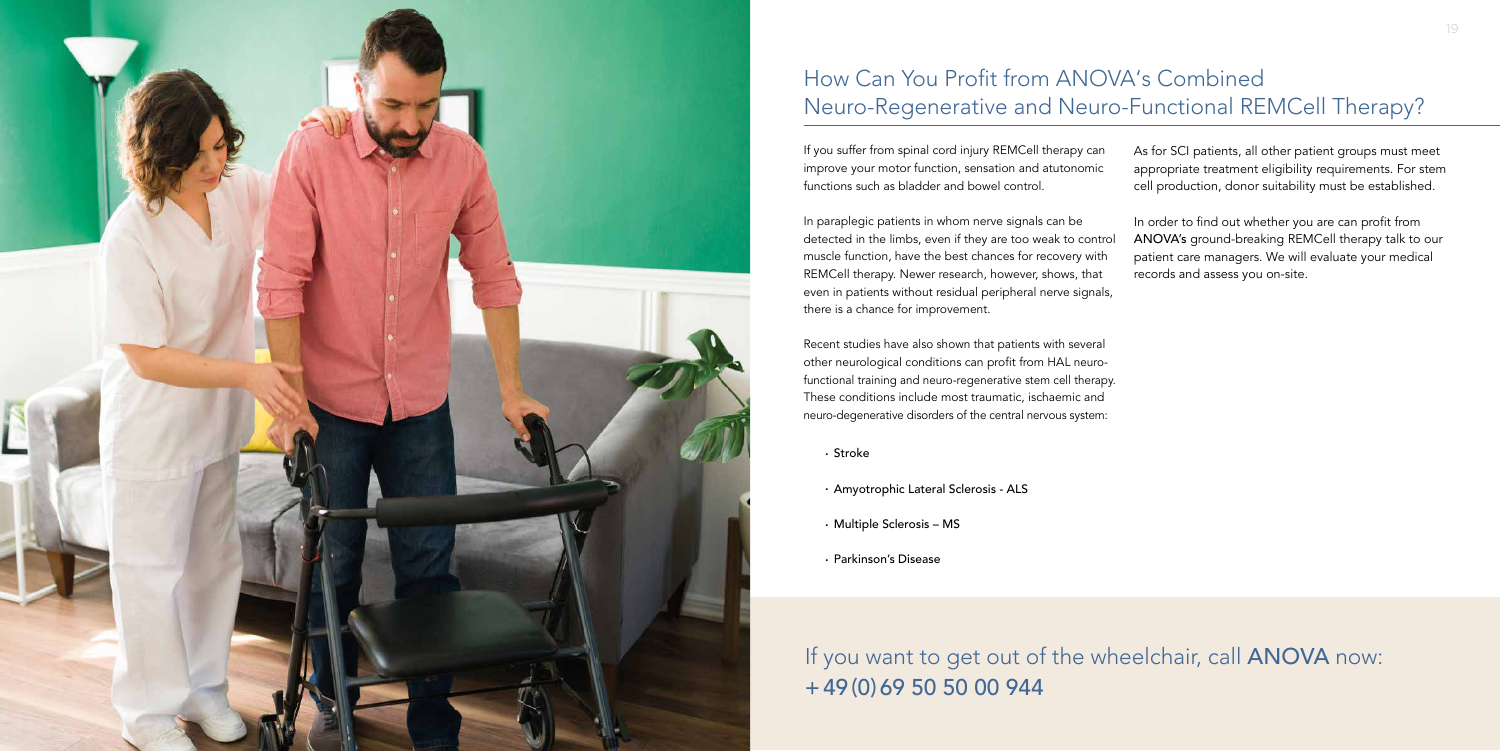# How Can You Profit from ANOVA's Combined Neuro-Regenerative and Neuro-Functional REMCell Therapy?

If you suffer from spinal cord injury REMCell therapy can improve your motor function, sensation and atutonomic functions such as bladder and bowel control.

In paraplegic patients in whom nerve signals can be detected in the limbs, even if they are too weak to control muscle function, have the best chances for recovery with REMCell therapy. Newer research, however, shows, that even in patients without residual peripheral nerve signals, there is a chance for improvement.

Recent studies have also shown that patients with several other neurological conditions can profit from HAL neuro-functional training and neuro-regenerative stem cell therapy. These conditions include most traumatic, ischaemic and neuro-degenerative disorders of the central nervous system:

- Stroke
- Amyotrophic Lateral Sclerosis - ALS
- Multiple Sclerosis – MS
- Parkinson's Disease

As for SCI patients, all other patient groups must meet appropriate treatment eligibility requirements. For stem cell production, donor suitability must be established.

In order to find out whether you are can profit from **ANOVA's** ground-breaking REMCell therapy talk to our patient care managers. We will evaluate your medical records and assess you on-site.

## If you want to get out of the wheelchair, call **ANOVA** now: +49(0)69 50 50 00 944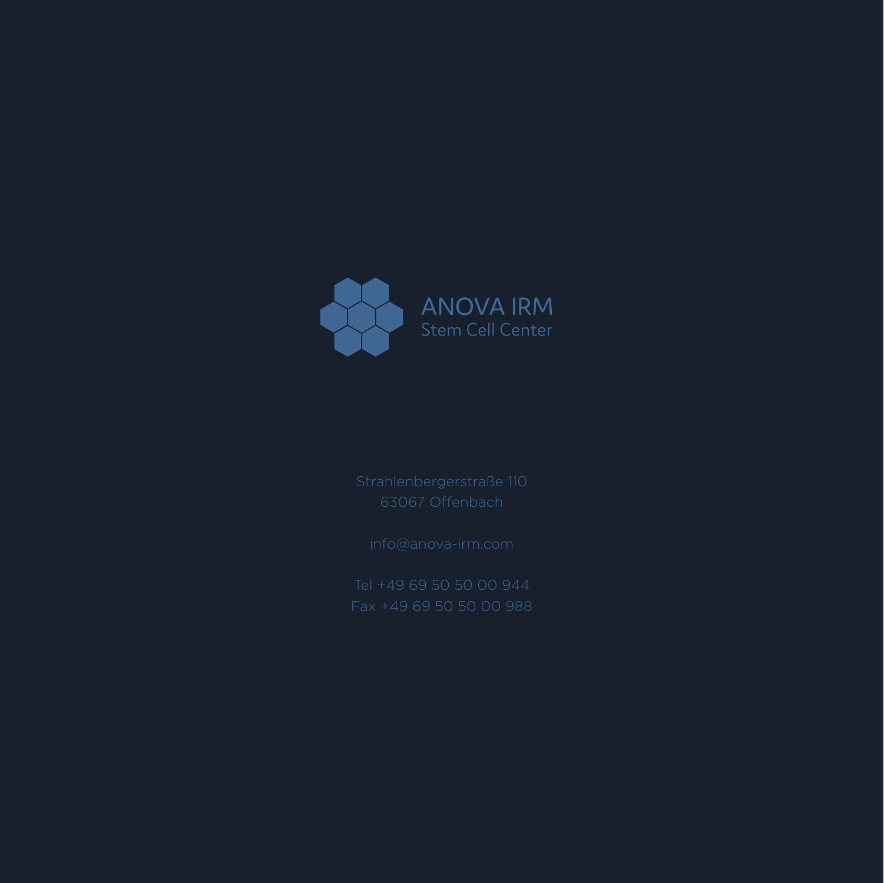ANOVA IRM
Stem Cell Center

Strahlenbergerstraße 110
63067 Offenbach

info@anova-irm.com

Tel +49 69 50 50 00 944
Fax +49 69 50 50 00 988